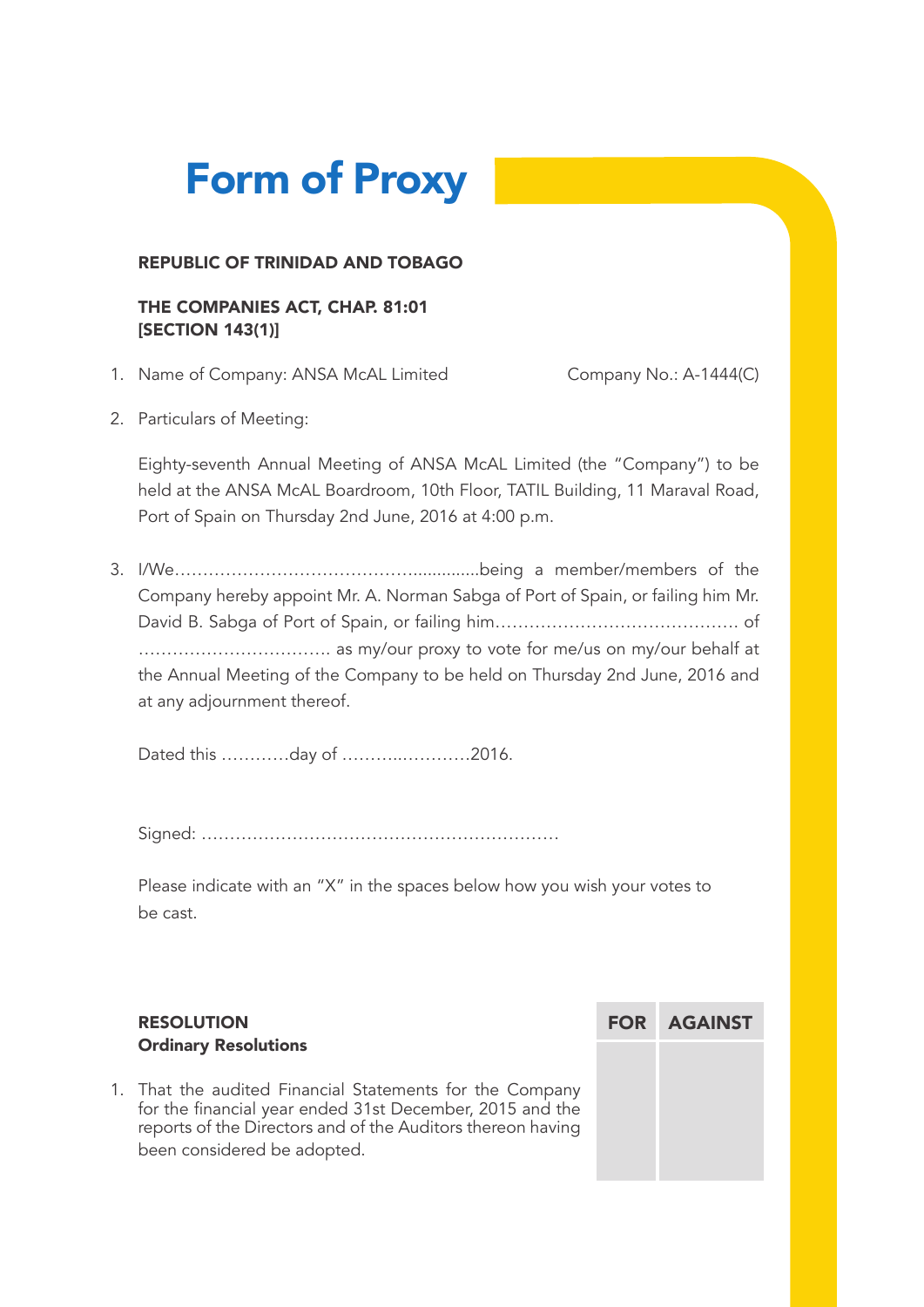# Form of Proxy

**REPUBLIC OF TRINIDAD AND TOBAGO**

**THE COMPANIES ACT, CHAP. 81:01**
**[SECTION 143(1)]**

1. Name of Company: ANSA McAL Limited   Company No.: A-1444(C)

2. Particulars of Meeting:

   Eighty-seventh Annual Meeting of ANSA McAL Limited (the "Company") to be held at the ANSA McAL Boardroom, 10th Floor, TATIL Building, 11 Maraval Road, Port of Spain on Thursday 2nd June, 2016 at 4:00 p.m.

3. I/We……………………………………..............being a member/members of the Company hereby appoint Mr. A. Norman Sabga of Port of Spain, or failing him Mr. David B. Sabga of Port of Spain, or failing him…………………………………… of …………………………… as my/our proxy to vote for me/us on my/our behalf at the Annual Meeting of the Company to be held on Thursday 2nd June, 2016 and at any adjournment thereof.

   Dated this …………day of ………..…………2016.

   Signed: ………………………………………………………

   Please indicate with an "X" in the spaces below how you wish your votes to be cast.

| **RESOLUTION**<br>**Ordinary Resolutions** | **FOR** | **AGAINST** |
|---|---|---|
| 1. That the audited Financial Statements for the Company for the financial year ended 31st December, 2015 and the reports of the Directors and of the Auditors thereon having been considered be adopted. | | |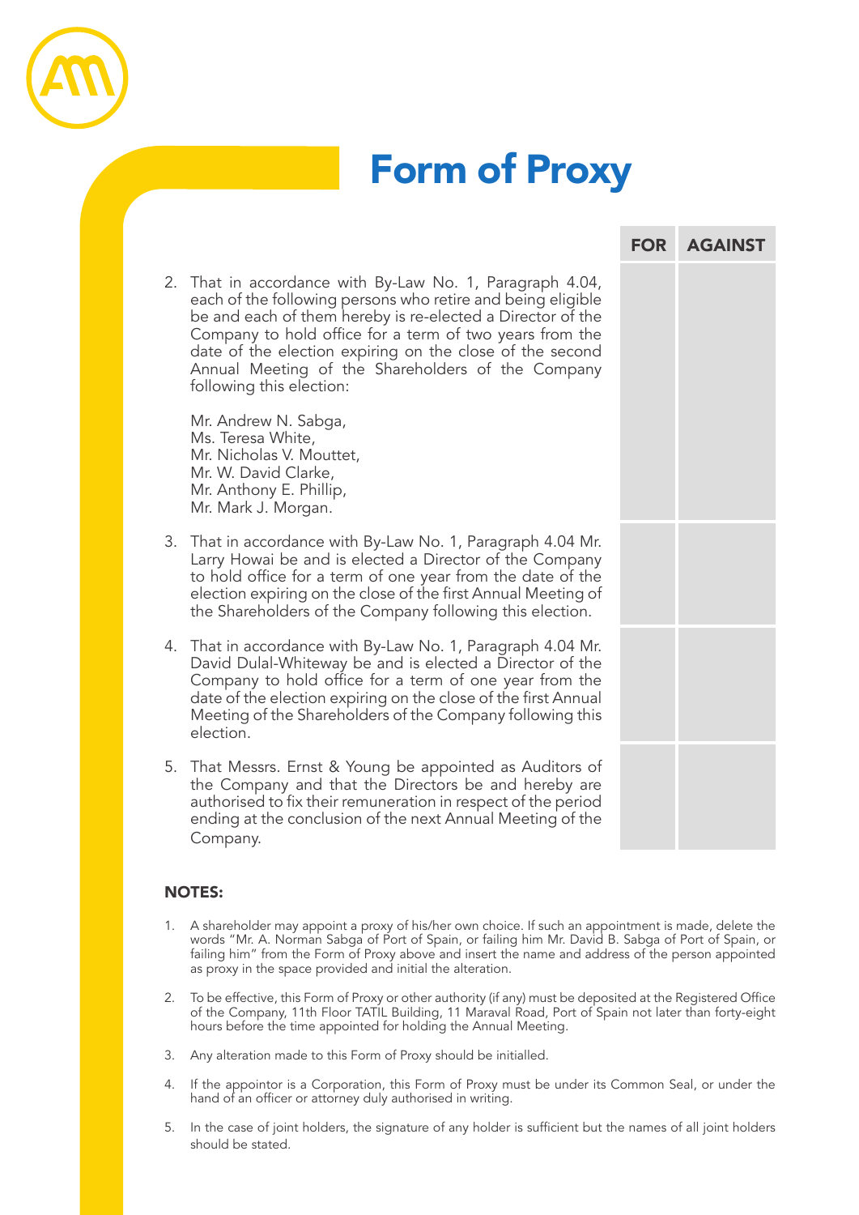# Form of Proxy

| | FOR | AGAINST |
|---|---|---|
| 2. That in accordance with By-Law No. 1, Paragraph 4.04, each of the following persons who retire and being eligible be and each of them hereby is re-elected a Director of the Company to hold office for a term of two years from the date of the election expiring on the close of the second Annual Meeting of the Shareholders of the Company following this election:<br><br>Mr. Andrew N. Sabga,<br>Ms. Teresa White,<br>Mr. Nicholas V. Mouttet,<br>Mr. W. David Clarke,<br>Mr. Anthony E. Phillip,<br>Mr. Mark J. Morgan. | | |
| 3. That in accordance with By-Law No. 1, Paragraph 4.04 Mr. Larry Howai be and is elected a Director of the Company to hold office for a term of one year from the date of the election expiring on the close of the first Annual Meeting of the Shareholders of the Company following this election. | | |
| 4. That in accordance with By-Law No. 1, Paragraph 4.04 Mr. David Dulal-Whiteway be and is elected a Director of the Company to hold office for a term of one year from the date of the election expiring on the close of the first Annual Meeting of the Shareholders of the Company following this election. | | |
| 5. That Messrs. Ernst & Young be appointed as Auditors of the Company and that the Directors be and hereby are authorised to fix their remuneration in respect of the period ending at the conclusion of the next Annual Meeting of the Company. | | |

**NOTES:**

1. A shareholder may appoint a proxy of his/her own choice. If such an appointment is made, delete the words "Mr. A. Norman Sabga of Port of Spain, or failing him Mr. David B. Sabga of Port of Spain, or failing him" from the Form of Proxy above and insert the name and address of the person appointed as proxy in the space provided and initial the alteration.
2. To be effective, this Form of Proxy or other authority (if any) must be deposited at the Registered Office of the Company, 11th Floor TATIL Building, 11 Maraval Road, Port of Spain not later than forty-eight hours before the time appointed for holding the Annual Meeting.
3. Any alteration made to this Form of Proxy should be initialled.
4. If the appointor is a Corporation, this Form of Proxy must be under its Common Seal, or under the hand of an officer or attorney duly authorised in writing.
5. In the case of joint holders, the signature of any holder is sufficient but the names of all joint holders should be stated.